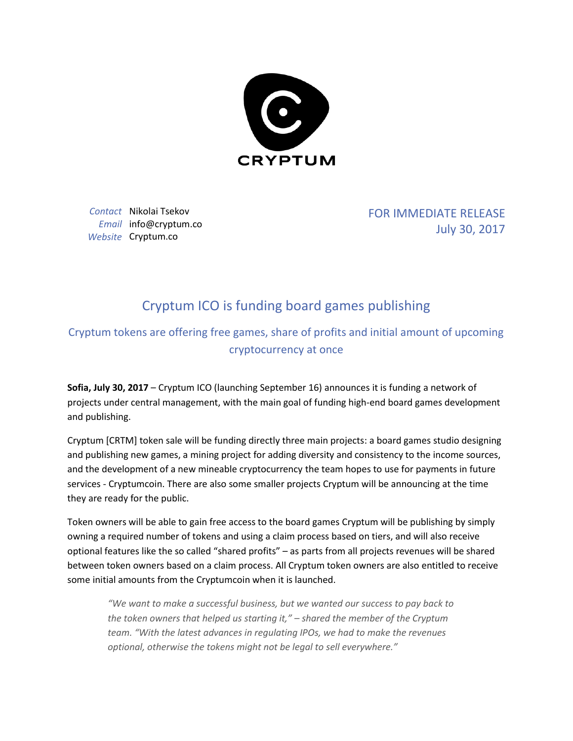CRYPTUM

*Contact* Nikolai Tsekov
*Email* info@cryptum.co
*Website* Cryptum.co

FOR IMMEDIATE RELEASE
July 30, 2017

# Cryptum ICO is funding board games publishing

## Cryptum tokens are offering free games, share of profits and initial amount of upcoming cryptocurrency at once

**Sofia, July 30, 2017** – Cryptum ICO (launching September 16) announces it is funding a network of projects under central management, with the main goal of funding high-end board games development and publishing.

Cryptum [CRTM] token sale will be funding directly three main projects: a board games studio designing and publishing new games, a mining project for adding diversity and consistency to the income sources, and the development of a new mineable cryptocurrency the team hopes to use for payments in future services - Cryptumcoin. There are also some smaller projects Cryptum will be announcing at the time they are ready for the public.

Token owners will be able to gain free access to the board games Cryptum will be publishing by simply owning a required number of tokens and using a claim process based on tiers, and will also receive optional features like the so called "shared profits" – as parts from all projects revenues will be shared between token owners based on a claim process. All Cryptum token owners are also entitled to receive some initial amounts from the Cryptumcoin when it is launched.

> *"We want to make a successful business, but we wanted our success to pay back to the token owners that helped us starting it," – shared the member of the Cryptum team. "With the latest advances in regulating IPOs, we had to make the revenues optional, otherwise the tokens might not be legal to sell everywhere."*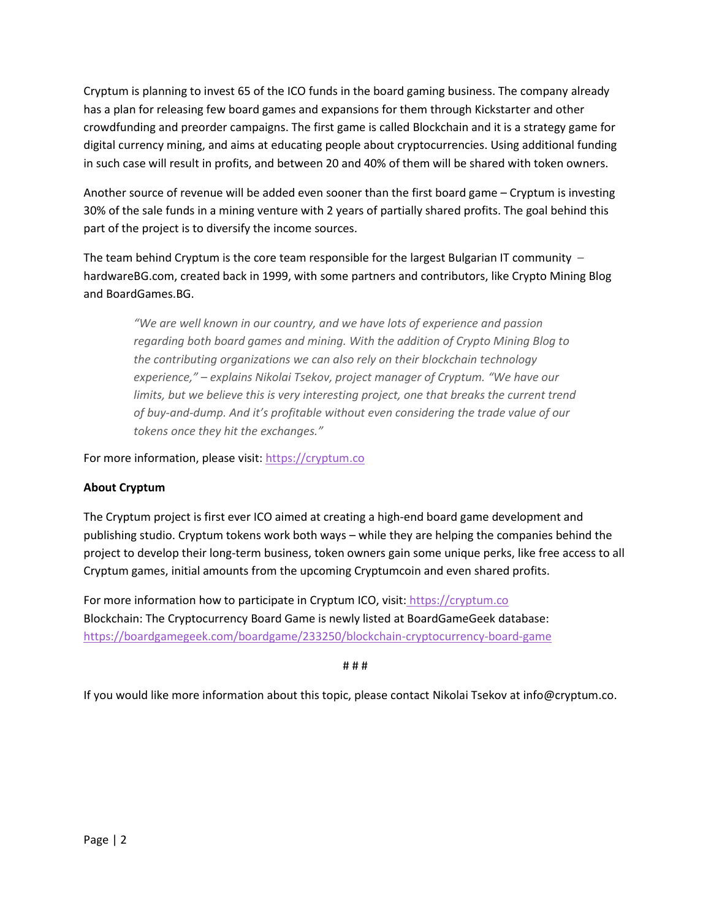Cryptum is planning to invest 65 of the ICO funds in the board gaming business. The company already has a plan for releasing few board games and expansions for them through Kickstarter and other crowdfunding and preorder campaigns. The first game is called Blockchain and it is a strategy game for digital currency mining, and aims at educating people about cryptocurrencies. Using additional funding in such case will result in profits, and between 20 and 40% of them will be shared with token owners.

Another source of revenue will be added even sooner than the first board game – Cryptum is investing 30% of the sale funds in a mining venture with 2 years of partially shared profits. The goal behind this part of the project is to diversify the income sources.

The team behind Cryptum is the core team responsible for the largest Bulgarian IT community – hardwareBG.com, created back in 1999, with some partners and contributors, like Crypto Mining Blog and BoardGames.BG.

> *"We are well known in our country, and we have lots of experience and passion regarding both board games and mining. With the addition of Crypto Mining Blog to the contributing organizations we can also rely on their blockchain technology experience," – explains Nikolai Tsekov, project manager of Cryptum. "We have our limits, but we believe this is very interesting project, one that breaks the current trend of buy-and-dump. And it's profitable without even considering the trade value of our tokens once they hit the exchanges."*

For more information, please visit: https://cryptum.co

**About Cryptum**

The Cryptum project is first ever ICO aimed at creating a high-end board game development and publishing studio. Cryptum tokens work both ways – while they are helping the companies behind the project to develop their long-term business, token owners gain some unique perks, like free access to all Cryptum games, initial amounts from the upcoming Cryptumcoin and even shared profits.

For more information how to participate in Cryptum ICO, visit: https://cryptum.co
Blockchain: The Cryptocurrency Board Game is newly listed at BoardGameGeek database: https://boardgamegeek.com/boardgame/233250/blockchain-cryptocurrency-board-game

# # #

If you would like more information about this topic, please contact Nikolai Tsekov at info@cryptum.co.